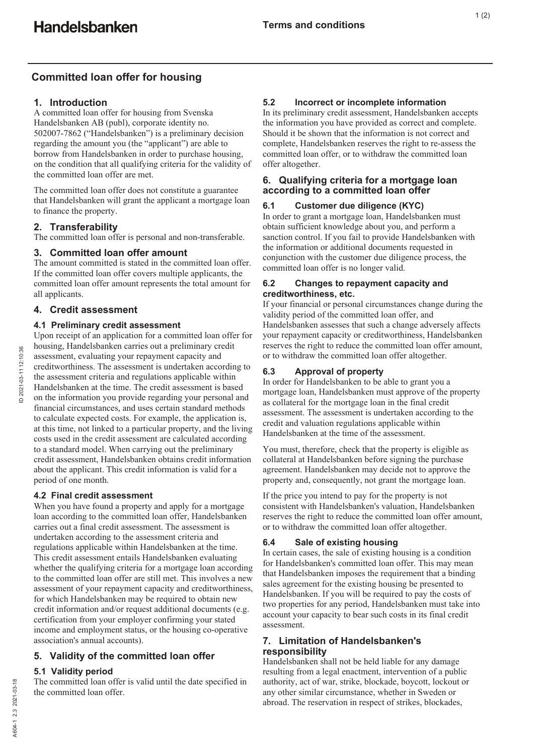# Handelsbanken

**Terms and conditions**

## Committed loan offer for housing

### 1. Introduction

A committed loan offer for housing from Svenska Handelsbanken AB (publ), corporate identity no. 502007-7862 ("Handelsbanken") is a preliminary decision regarding the amount you (the "applicant") are able to borrow from Handelsbanken in order to purchase housing, on the condition that all qualifying criteria for the validity of the committed loan offer are met.

The committed loan offer does not constitute a guarantee that Handelsbanken will grant the applicant a mortgage loan to finance the property.

### 2. Transferability

The committed loan offer is personal and non-transferable.

### 3. Committed loan offer amount

The amount committed is stated in the committed loan offer. If the committed loan offer covers multiple applicants, the committed loan offer amount represents the total amount for all applicants.

### 4. Credit assessment

#### 4.1 Preliminary credit assessment

Upon receipt of an application for a committed loan offer for housing, Handelsbanken carries out a preliminary credit assessment, evaluating your repayment capacity and creditworthiness. The assessment is undertaken according to the assessment criteria and regulations applicable within Handelsbanken at the time. The credit assessment is based on the information you provide regarding your personal and financial circumstances, and uses certain standard methods to calculate expected costs. For example, the application is, at this time, not linked to a particular property, and the living costs used in the credit assessment are calculated according to a standard model. When carrying out the preliminary credit assessment, Handelsbanken obtains credit information about the applicant. This credit information is valid for a period of one month.

#### 4.2 Final credit assessment

When you have found a property and apply for a mortgage loan according to the committed loan offer, Handelsbanken carries out a final credit assessment. The assessment is undertaken according to the assessment criteria and regulations applicable within Handelsbanken at the time. This credit assessment entails Handelsbanken evaluating whether the qualifying criteria for a mortgage loan according to the committed loan offer are still met. This involves a new assessment of your repayment capacity and creditworthiness, for which Handelsbanken may be required to obtain new credit information and/or request additional documents (e.g. certification from your employer confirming your stated income and employment status, or the housing co-operative association's annual accounts).

### 5. Validity of the committed loan offer

#### 5.1 Validity period

The committed loan offer is valid until the date specified in the committed loan offer.

#### 5.2 Incorrect or incomplete information

In its preliminary credit assessment, Handelsbanken accepts the information you have provided as correct and complete. Should it be shown that the information is not correct and complete, Handelsbanken reserves the right to re-assess the committed loan offer, or to withdraw the committed loan offer altogether.

### 6. Qualifying criteria for a mortgage loan according to a committed loan offer

#### 6.1 Customer due diligence (KYC)

In order to grant a mortgage loan, Handelsbanken must obtain sufficient knowledge about you, and perform a sanction control. If you fail to provide Handelsbanken with the information or additional documents requested in conjunction with the customer due diligence process, the committed loan offer is no longer valid.

#### 6.2 Changes to repayment capacity and creditworthiness, etc.

If your financial or personal circumstances change during the validity period of the committed loan offer, and Handelsbanken assesses that such a change adversely affects your repayment capacity or creditworthiness, Handelsbanken reserves the right to reduce the committed loan offer amount, or to withdraw the committed loan offer altogether.

#### 6.3 Approval of property

In order for Handelsbanken to be able to grant you a mortgage loan, Handelsbanken must approve of the property as collateral for the mortgage loan in the final credit assessment. The assessment is undertaken according to the credit and valuation regulations applicable within Handelsbanken at the time of the assessment.

You must, therefore, check that the property is eligible as collateral at Handelsbanken before signing the purchase agreement. Handelsbanken may decide not to approve the property and, consequently, not grant the mortgage loan.

If the price you intend to pay for the property is not consistent with Handelsbanken's valuation, Handelsbanken reserves the right to reduce the committed loan offer amount, or to withdraw the committed loan offer altogether.

#### 6.4 Sale of existing housing

In certain cases, the sale of existing housing is a condition for Handelsbanken's committed loan offer. This may mean that Handelsbanken imposes the requirement that a binding sales agreement for the existing housing be presented to Handelsbanken. If you will be required to pay the costs of two properties for any period, Handelsbanken must take into account your capacity to bear such costs in its final credit assessment.

### 7. Limitation of Handelsbanken's responsibility

Handelsbanken shall not be held liable for any damage resulting from a legal enactment, intervention of a public authority, act of war, strike, blockade, boycott, lockout or any other similar circumstance, whether in Sweden or abroad. The reservation in respect of strikes, blockades,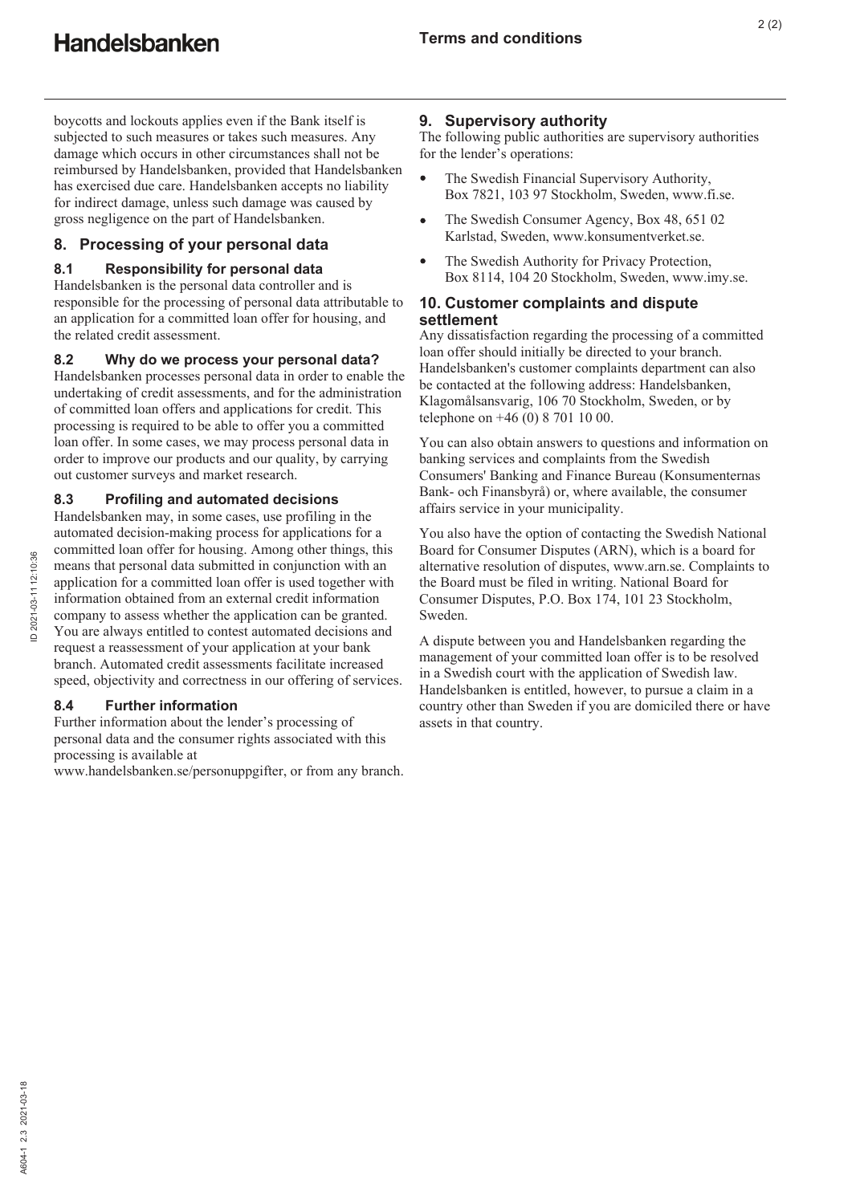boycotts and lockouts applies even if the Bank itself is subjected to such measures or takes such measures. Any damage which occurs in other circumstances shall not be reimbursed by Handelsbanken, provided that Handelsbanken has exercised due care. Handelsbanken accepts no liability for indirect damage, unless such damage was caused by gross negligence on the part of Handelsbanken.

## 8. Processing of your personal data

### 8.1 Responsibility for personal data

Handelsbanken is the personal data controller and is responsible for the processing of personal data attributable to an application for a committed loan offer for housing, and the related credit assessment.

### 8.2 Why do we process your personal data?

Handelsbanken processes personal data in order to enable the undertaking of credit assessments, and for the administration of committed loan offers and applications for credit. This processing is required to be able to offer you a committed loan offer. In some cases, we may process personal data in order to improve our products and our quality, by carrying out customer surveys and market research.

### 8.3 Profiling and automated decisions

Handelsbanken may, in some cases, use profiling in the automated decision-making process for applications for a committed loan offer for housing. Among other things, this means that personal data submitted in conjunction with an application for a committed loan offer is used together with information obtained from an external credit information company to assess whether the application can be granted. You are always entitled to contest automated decisions and request a reassessment of your application at your bank branch. Automated credit assessments facilitate increased speed, objectivity and correctness in our offering of services.

### 8.4 Further information

Further information about the lender's processing of personal data and the consumer rights associated with this processing is available at www.handelsbanken.se/personuppgifter, or from any branch.

## 9. Supervisory authority

The following public authorities are supervisory authorities for the lender's operations:

- The Swedish Financial Supervisory Authority, Box 7821, 103 97 Stockholm, Sweden, www.fi.se.
- The Swedish Consumer Agency, Box 48, 651 02 Karlstad, Sweden, www.konsumentverket.se.
- The Swedish Authority for Privacy Protection, Box 8114, 104 20 Stockholm, Sweden, www.imy.se.

## 10. Customer complaints and dispute settlement

Any dissatisfaction regarding the processing of a committed loan offer should initially be directed to your branch. Handelsbanken's customer complaints department can also be contacted at the following address: Handelsbanken, Klagomålsansvarig, 106 70 Stockholm, Sweden, or by telephone on +46 (0) 8 701 10 00.

You can also obtain answers to questions and information on banking services and complaints from the Swedish Consumers' Banking and Finance Bureau (Konsumenternas Bank- och Finansbyrå) or, where available, the consumer affairs service in your municipality.

You also have the option of contacting the Swedish National Board for Consumer Disputes (ARN), which is a board for alternative resolution of disputes, www.arn.se. Complaints to the Board must be filed in writing. National Board for Consumer Disputes, P.O. Box 174, 101 23 Stockholm, Sweden.

A dispute between you and Handelsbanken regarding the management of your committed loan offer is to be resolved in a Swedish court with the application of Swedish law. Handelsbanken is entitled, however, to pursue a claim in a country other than Sweden if you are domiciled there or have assets in that country.